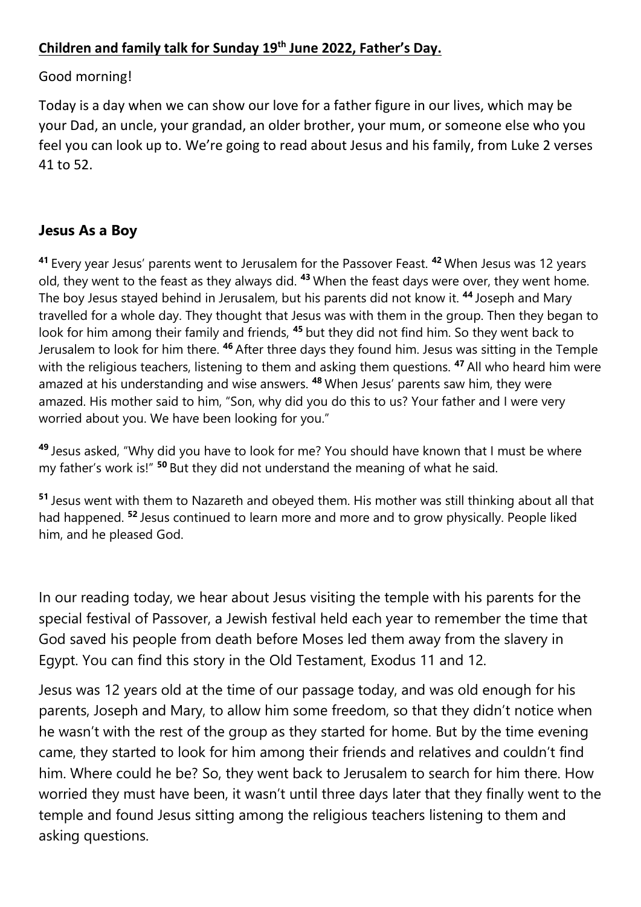**Children and family talk for Sunday 19th June 2022, Father's Day.**

Good morning!

Today is a day when we can show our love for a father figure in our lives, which may be your Dad, an uncle, your grandad, an older brother, your mum, or someone else who you feel you can look up to. We're going to read about Jesus and his family, from Luke 2 verses 41 to 52.

## Jesus As a Boy

**41** Every year Jesus' parents went to Jerusalem for the Passover Feast. **42** When Jesus was 12 years old, they went to the feast as they always did. **43** When the feast days were over, they went home. The boy Jesus stayed behind in Jerusalem, but his parents did not know it. **44** Joseph and Mary travelled for a whole day. They thought that Jesus was with them in the group. Then they began to look for him among their family and friends, **45** but they did not find him. So they went back to Jerusalem to look for him there. **46** After three days they found him. Jesus was sitting in the Temple with the religious teachers, listening to them and asking them questions. **47** All who heard him were amazed at his understanding and wise answers. **48** When Jesus' parents saw him, they were amazed. His mother said to him, "Son, why did you do this to us? Your father and I were very worried about you. We have been looking for you."

**49** Jesus asked, "Why did you have to look for me? You should have known that I must be where my father's work is!" **50** But they did not understand the meaning of what he said.

**51** Jesus went with them to Nazareth and obeyed them. His mother was still thinking about all that had happened. **52** Jesus continued to learn more and more and to grow physically. People liked him, and he pleased God.

In our reading today, we hear about Jesus visiting the temple with his parents for the special festival of Passover, a Jewish festival held each year to remember the time that God saved his people from death before Moses led them away from the slavery in Egypt. You can find this story in the Old Testament, Exodus 11 and 12.

Jesus was 12 years old at the time of our passage today, and was old enough for his parents, Joseph and Mary, to allow him some freedom, so that they didn't notice when he wasn't with the rest of the group as they started for home. But by the time evening came, they started to look for him among their friends and relatives and couldn't find him. Where could he be? So, they went back to Jerusalem to search for him there. How worried they must have been, it wasn't until three days later that they finally went to the temple and found Jesus sitting among the religious teachers listening to them and asking questions.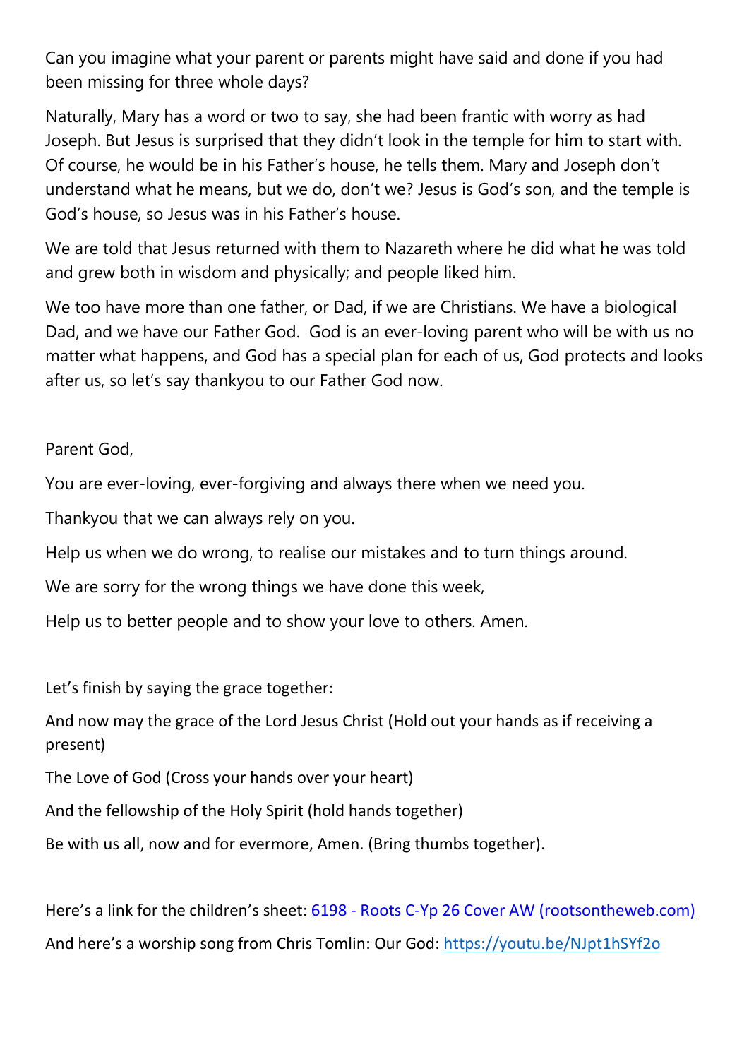Can you imagine what your parent or parents might have said and done if you had been missing for three whole days?

Naturally, Mary has a word or two to say, she had been frantic with worry as had Joseph. But Jesus is surprised that they didn't look in the temple for him to start with. Of course, he would be in his Father's house, he tells them. Mary and Joseph don't understand what he means, but we do, don't we? Jesus is God's son, and the temple is God's house, so Jesus was in his Father's house.

We are told that Jesus returned with them to Nazareth where he did what he was told and grew both in wisdom and physically; and people liked him.

We too have more than one father, or Dad, if we are Christians. We have a biological Dad, and we have our Father God. God is an ever-loving parent who will be with us no matter what happens, and God has a special plan for each of us, God protects and looks after us, so let's say thankyou to our Father God now.

Parent God,

You are ever-loving, ever-forgiving and always there when we need you.

Thankyou that we can always rely on you.

Help us when we do wrong, to realise our mistakes and to turn things around.

We are sorry for the wrong things we have done this week,

Help us to better people and to show your love to others. Amen.

Let's finish by saying the grace together:

And now may the grace of the Lord Jesus Christ (Hold out your hands as if receiving a present)

The Love of God (Cross your hands over your heart)

And the fellowship of the Holy Spirit (hold hands together)

Be with us all, now and for evermore, Amen. (Bring thumbs together).

Here's a link for the children's sheet: [6198 - Roots C-Yp 26 Cover AW (rootsontheweb.com)]()

And here's a worship song from Chris Tomlin: Our God: [https://youtu.be/NJpt1hSYf2o](https://youtu.be/NJpt1hSYf2o)